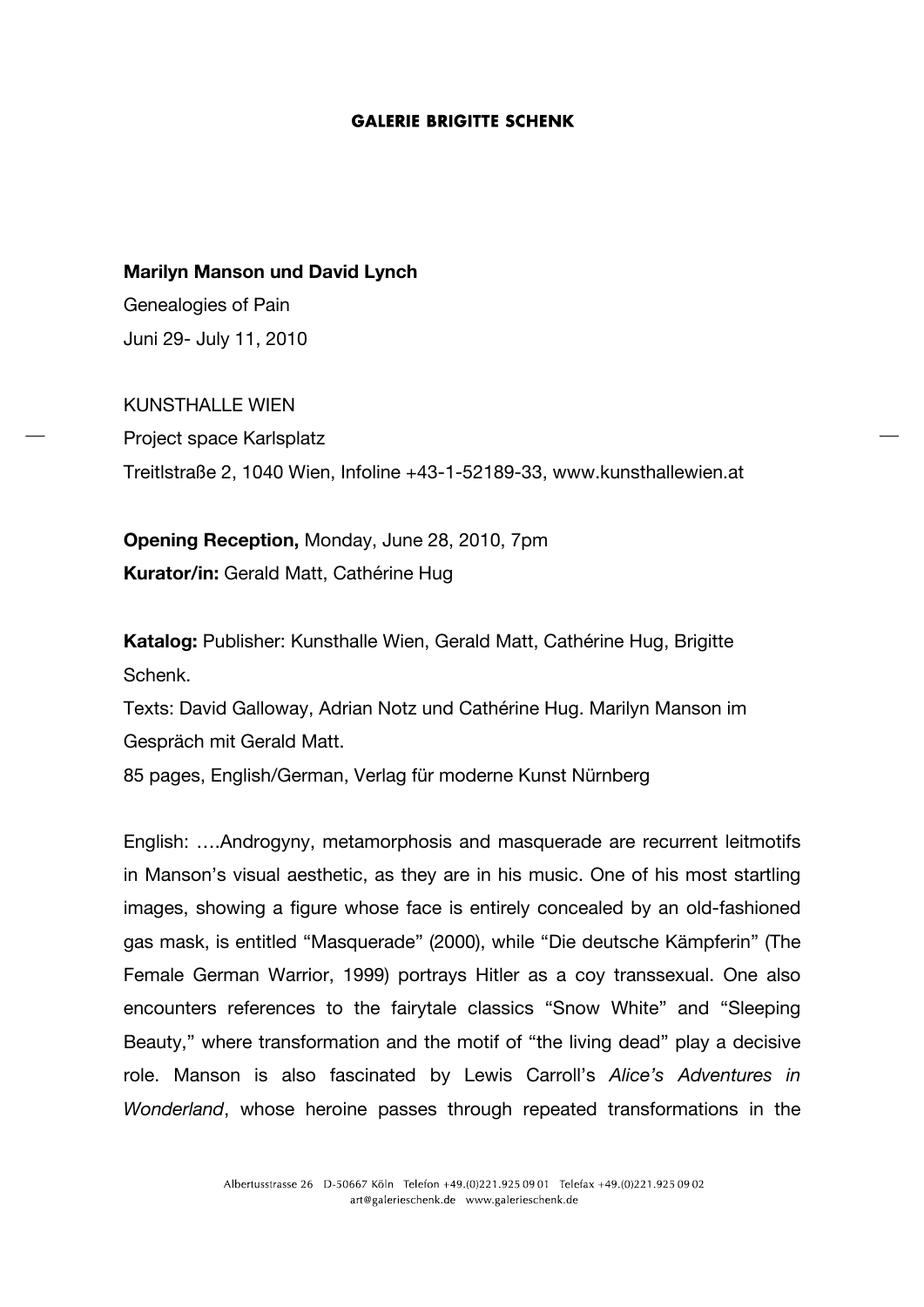GALERIE BRIGITTE SCHENK

**Marilyn Manson und David Lynch**

Genealogies of Pain

Juni 29- July 11, 2010

KUNSTHALLE WIEN

Project space Karlsplatz

Treitlstraße 2, 1040 Wien, Infoline +43-1-52189-33, www.kunsthallewien.at

**Opening Reception,** Monday, June 28, 2010, 7pm

**Kurator/in:** Gerald Matt, Cathérine Hug

**Katalog:** Publisher: Kunsthalle Wien, Gerald Matt, Cathérine Hug, Brigitte Schenk.

Texts: David Galloway, Adrian Notz und Cathérine Hug. Marilyn Manson im Gespräch mit Gerald Matt.

85 pages, English/German, Verlag für moderne Kunst Nürnberg

English: ….Androgyny, metamorphosis and masquerade are recurrent leitmotifs in Manson's visual aesthetic, as they are in his music. One of his most startling images, showing a figure whose face is entirely concealed by an old-fashioned gas mask, is entitled "Masquerade" (2000), while "Die deutsche Kämpferin" (The Female German Warrior, 1999) portrays Hitler as a coy transsexual. One also encounters references to the fairytale classics "Snow White" and "Sleeping Beauty," where transformation and the motif of "the living dead" play a decisive role. Manson is also fascinated by Lewis Carroll's *Alice's Adventures in Wonderland*, whose heroine passes through repeated transformations in the

Albertusstrasse 26 D-50667 Köln Telefon +49.(0)221.925 09 01 Telefax +49.(0)221.925 09 02
art@galerieschenk.de www.galerieschenk.de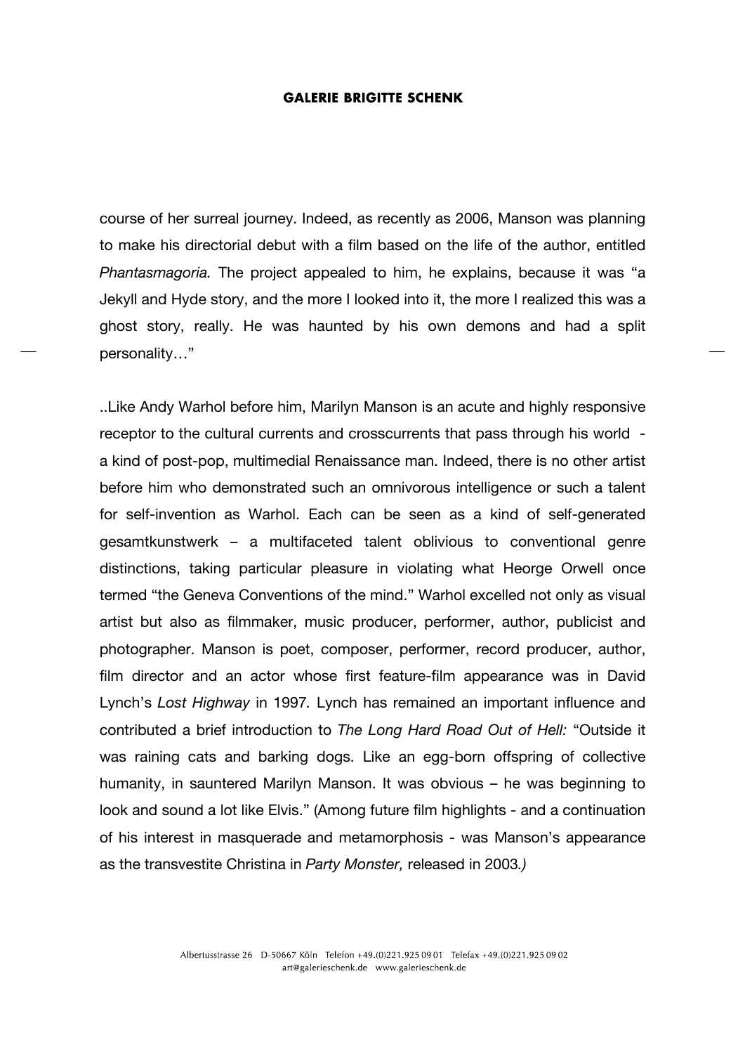course of her surreal journey. Indeed, as recently as 2006, Manson was planning to make his directorial debut with a film based on the life of the author, entitled *Phantasmagoria.* The project appealed to him, he explains, because it was "a Jekyll and Hyde story, and the more I looked into it, the more I realized this was a ghost story, really. He was haunted by his own demons and had a split personality…"

..Like Andy Warhol before him, Marilyn Manson is an acute and highly responsive receptor to the cultural currents and crosscurrents that pass through his world - a kind of post-pop, multimedial Renaissance man. Indeed, there is no other artist before him who demonstrated such an omnivorous intelligence or such a talent for self-invention as Warhol. Each can be seen as a kind of self-generated gesamtkunstwerk – a multifaceted talent oblivious to conventional genre distinctions, taking particular pleasure in violating what Heorge Orwell once termed "the Geneva Conventions of the mind." Warhol excelled not only as visual artist but also as filmmaker, music producer, performer, author, publicist and photographer. Manson is poet, composer, performer, record producer, author, film director and an actor whose first feature-film appearance was in David Lynch's *Lost Highway* in 1997*.* Lynch has remained an important influence and contributed a brief introduction to *The Long Hard Road Out of Hell:* "Outside it was raining cats and barking dogs. Like an egg-born offspring of collective humanity, in sauntered Marilyn Manson. It was obvious – he was beginning to look and sound a lot like Elvis." (Among future film highlights - and a continuation of his interest in masquerade and metamorphosis - was Manson's appearance as the transvestite Christina in *Party Monster,* released in 2003*.)*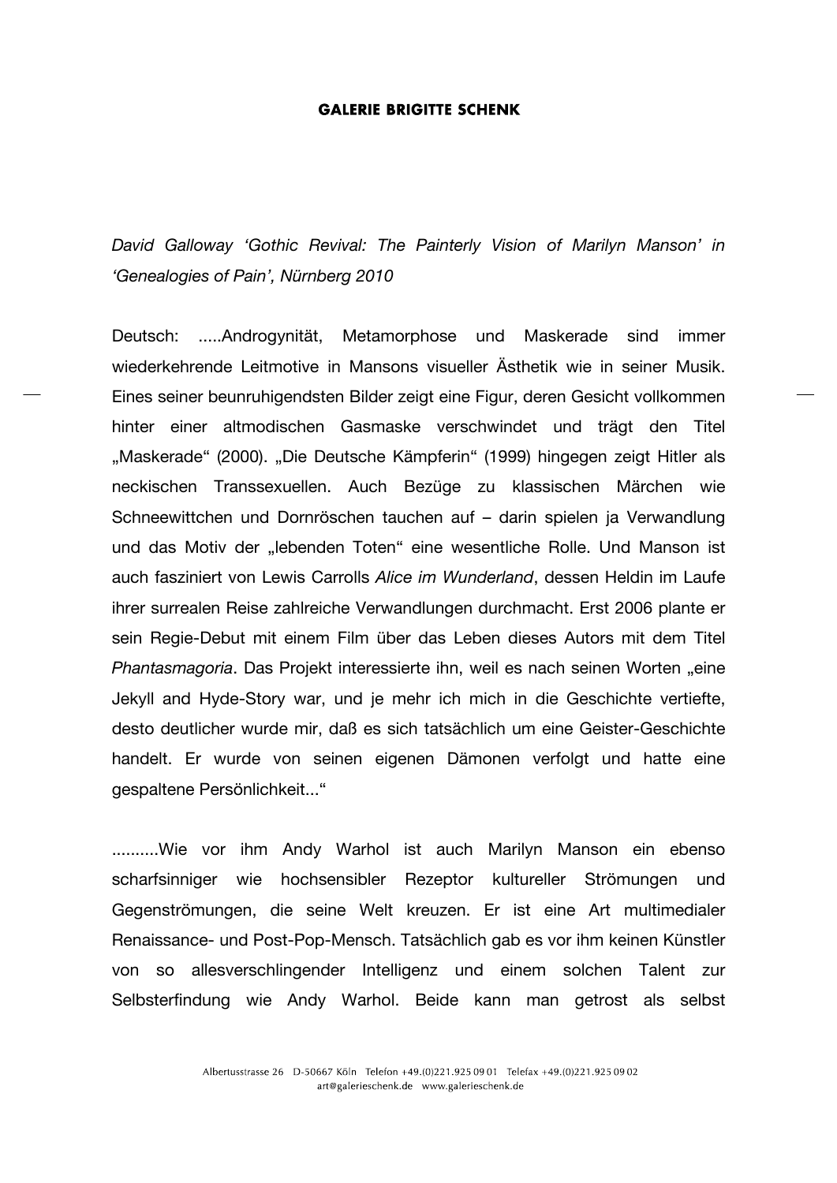*David Galloway 'Gothic Revival: The Painterly Vision of Marilyn Manson' in 'Genealogies of Pain', Nürnberg 2010*

Deutsch: .....Androgynität, Metamorphose und Maskerade sind immer wiederkehrende Leitmotive in Mansons visueller Ästhetik wie in seiner Musik. Eines seiner beunruhigendsten Bilder zeigt eine Figur, deren Gesicht vollkommen hinter einer altmodischen Gasmaske verschwindet und trägt den Titel „Maskerade" (2000). „Die Deutsche Kämpferin" (1999) hingegen zeigt Hitler als neckischen Transsexuellen. Auch Bezüge zu klassischen Märchen wie Schneewittchen und Dornröschen tauchen auf – darin spielen ja Verwandlung und das Motiv der „lebenden Toten" eine wesentliche Rolle. Und Manson ist auch fasziniert von Lewis Carrolls *Alice im Wunderland*, dessen Heldin im Laufe ihrer surrealen Reise zahlreiche Verwandlungen durchmacht. Erst 2006 plante er sein Regie-Debut mit einem Film über das Leben dieses Autors mit dem Titel *Phantasmagoria*. Das Projekt interessierte ihn, weil es nach seinen Worten „eine Jekyll and Hyde-Story war, und je mehr ich mich in die Geschichte vertiefte, desto deutlicher wurde mir, daß es sich tatsächlich um eine Geister-Geschichte handelt. Er wurde von seinen eigenen Dämonen verfolgt und hatte eine gespaltene Persönlichkeit..."

..........Wie vor ihm Andy Warhol ist auch Marilyn Manson ein ebenso scharfsinniger wie hochsensibler Rezeptor kultureller Strömungen und Gegenströmungen, die seine Welt kreuzen. Er ist eine Art multimedialer Renaissance- und Post-Pop-Mensch. Tatsächlich gab es vor ihm keinen Künstler von so allesverschlingender Intelligenz und einem solchen Talent zur Selbsterfindung wie Andy Warhol. Beide kann man getrost als selbst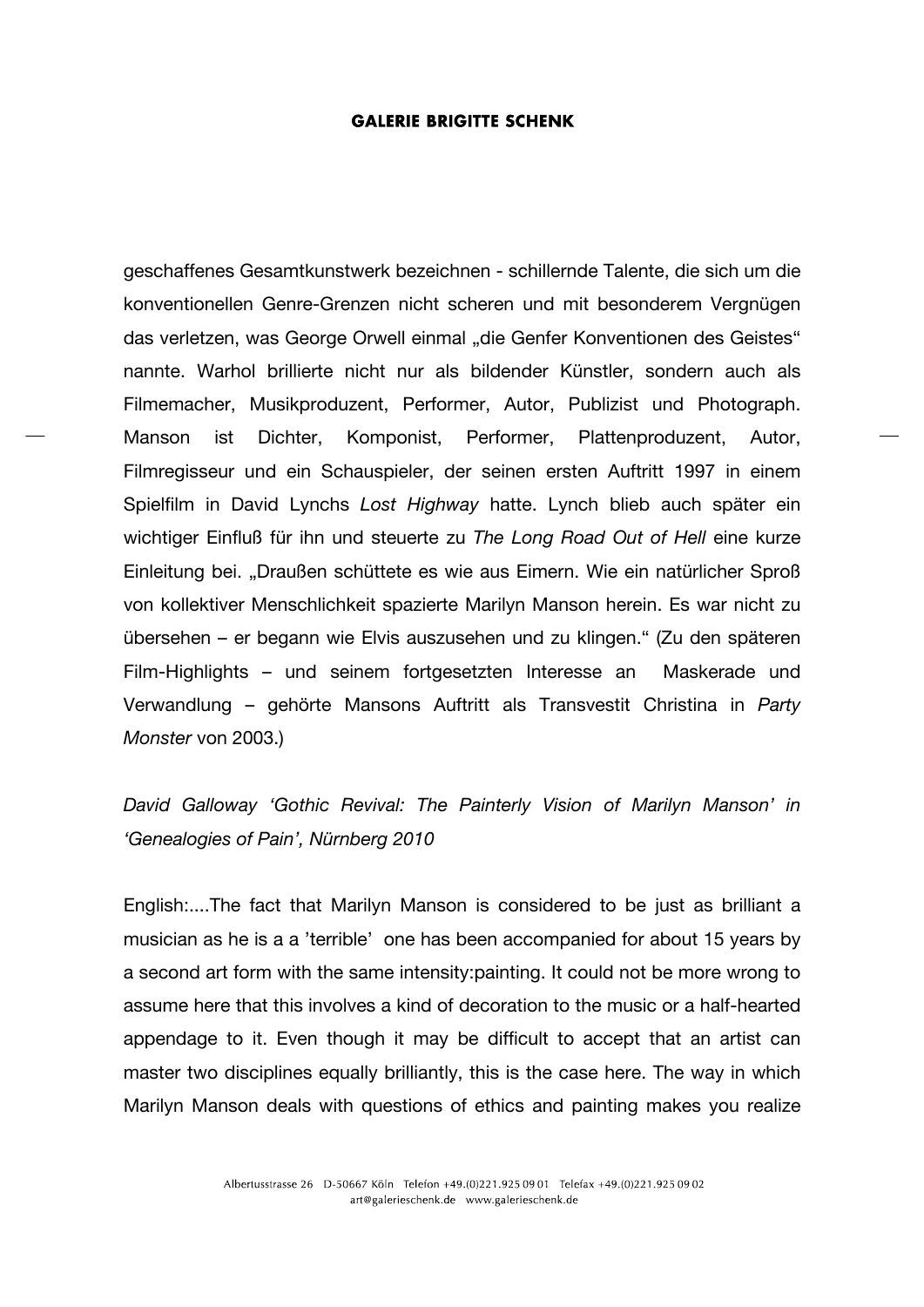geschaffenes Gesamtkunstwerk bezeichnen - schillernde Talente, die sich um die konventionellen Genre-Grenzen nicht scheren und mit besonderem Vergnügen das verletzen, was George Orwell einmal „die Genfer Konventionen des Geistes“ nannte. Warhol brillierte nicht nur als bildender Künstler, sondern auch als Filmemacher, Musikproduzent, Performer, Autor, Publizist und Photograph. Manson ist Dichter, Komponist, Performer, Plattenproduzent, Autor, Filmregisseur und ein Schauspieler, der seinen ersten Auftritt 1997 in einem Spielfilm in David Lynchs *Lost Highway* hatte. Lynch blieb auch später ein wichtiger Einfluß für ihn und steuerte zu *The Long Road Out of Hell* eine kurze Einleitung bei. „Draußen schüttete es wie aus Eimern. Wie ein natürlicher Sproß von kollektiver Menschlichkeit spazierte Marilyn Manson herein. Es war nicht zu übersehen – er begann wie Elvis auszusehen und zu klingen.“ (Zu den späteren Film-Highlights – und seinem fortgesetzten Interesse an Maskerade und Verwandlung – gehörte Mansons Auftritt als Transvestit Christina in *Party Monster* von 2003.)

*David Galloway ‘Gothic Revival: The Painterly Vision of Marilyn Manson’ in ‘Genealogies of Pain’, Nürnberg 2010*

English:....The fact that Marilyn Manson is considered to be just as brilliant a musician as he is a a ’terrible’ one has been accompanied for about 15 years by a second art form with the same intensity:painting. It could not be more wrong to assume here that this involves a kind of decoration to the music or a half-hearted appendage to it. Even though it may be difficult to accept that an artist can master two disciplines equally brilliantly, this is the case here. The way in which Marilyn Manson deals with questions of ethics and painting makes you realize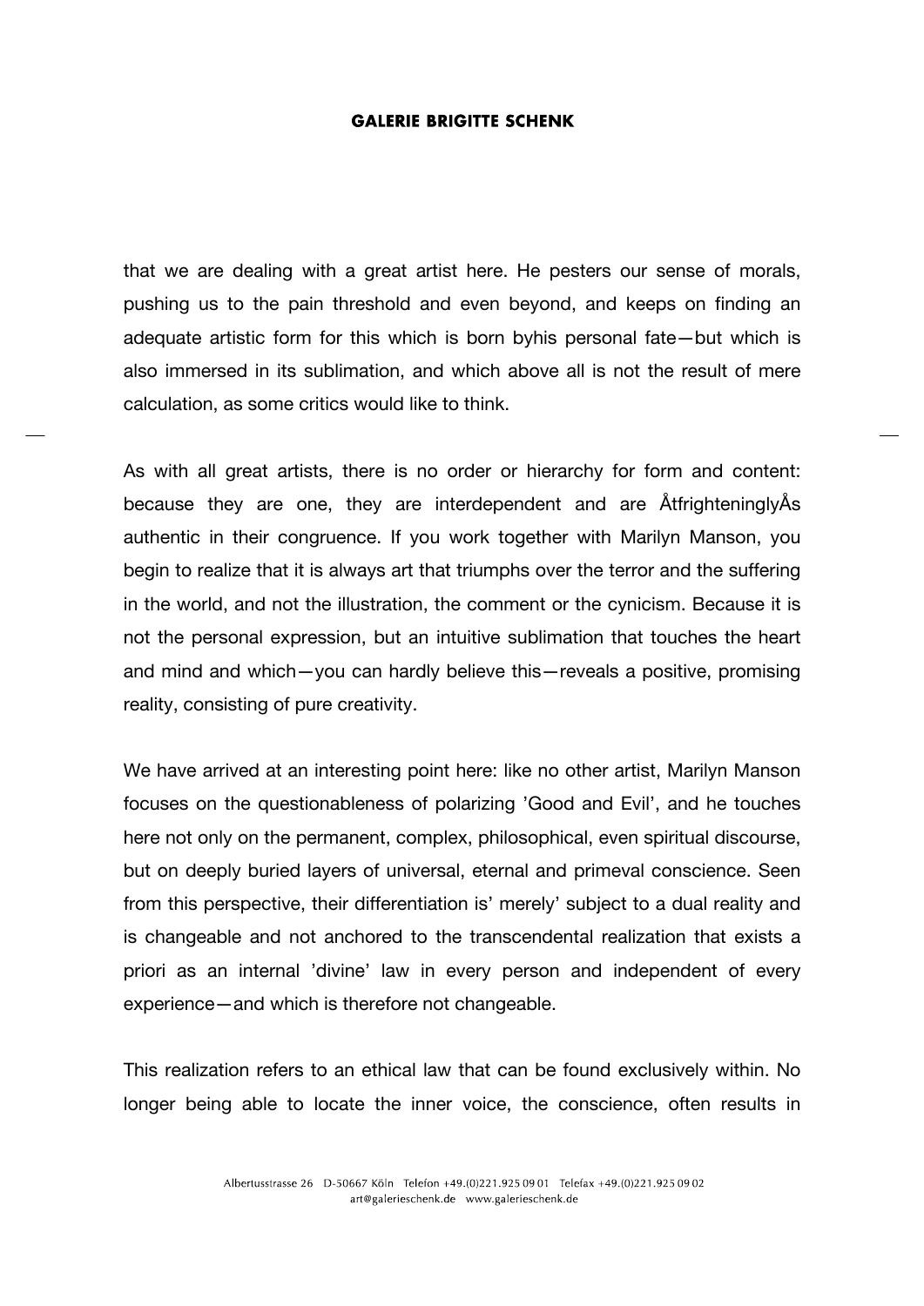that we are dealing with a great artist here. He pesters our sense of morals, pushing us to the pain threshold and even beyond, and keeps on finding an adequate artistic form for this which is born byhis personal fate—but which is also immersed in its sublimation, and which above all is not the result of mere calculation, as some critics would like to think.

As with all great artists, there is no order or hierarchy for form and content: because they are one, they are interdependent and are ÅtfrighteninglyÅs authentic in their congruence. If you work together with Marilyn Manson, you begin to realize that it is always art that triumphs over the terror and the suffering in the world, and not the illustration, the comment or the cynicism. Because it is not the personal expression, but an intuitive sublimation that touches the heart and mind and which—you can hardly believe this—reveals a positive, promising reality, consisting of pure creativity.

We have arrived at an interesting point here: like no other artist, Marilyn Manson focuses on the questionableness of polarizing 'Good and Evil', and he touches here not only on the permanent, complex, philosophical, even spiritual discourse, but on deeply buried layers of universal, eternal and primeval conscience. Seen from this perspective, their differentiation is' merely' subject to a dual reality and is changeable and not anchored to the transcendental realization that exists a priori as an internal 'divine' law in every person and independent of every experience—and which is therefore not changeable.

This realization refers to an ethical law that can be found exclusively within. No longer being able to locate the inner voice, the conscience, often results in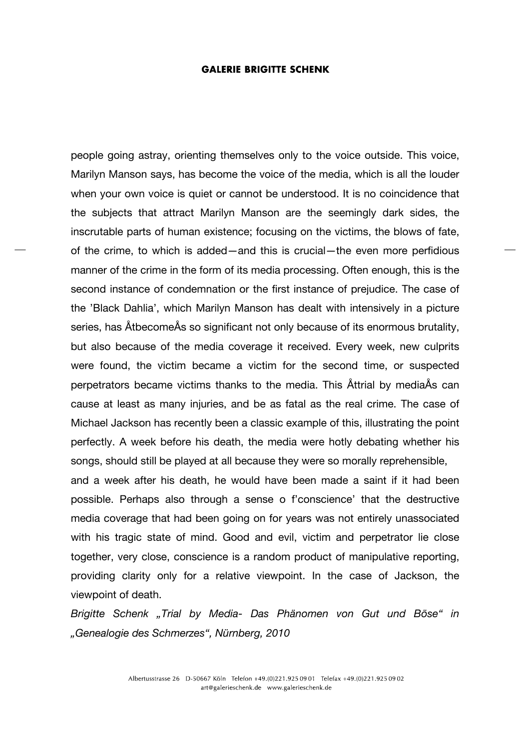people going astray, orienting themselves only to the voice outside. This voice, Marilyn Manson says, has become the voice of the media, which is all the louder when your own voice is quiet or cannot be understood. It is no coincidence that the subjects that attract Marilyn Manson are the seemingly dark sides, the inscrutable parts of human existence; focusing on the victims, the blows of fate, of the crime, to which is added—and this is crucial—the even more perfidious manner of the crime in the form of its media processing. Often enough, this is the second instance of condemnation or the first instance of prejudice. The case of the 'Black Dahlia', which Marilyn Manson has dealt with intensively in a picture series, has ÅtbecomeÅs so significant not only because of its enormous brutality, but also because of the media coverage it received. Every week, new culprits were found, the victim became a victim for the second time, or suspected perpetrators became victims thanks to the media. This Åttrial by mediaÅs can cause at least as many injuries, and be as fatal as the real crime. The case of Michael Jackson has recently been a classic example of this, illustrating the point perfectly. A week before his death, the media were hotly debating whether his songs, should still be played at all because they were so morally reprehensible, and a week after his death, he would have been made a saint if it had been possible. Perhaps also through a sense o f'conscience' that the destructive media coverage that had been going on for years was not entirely unassociated with his tragic state of mind. Good and evil, victim and perpetrator lie close together, very close, conscience is a random product of manipulative reporting, providing clarity only for a relative viewpoint. In the case of Jackson, the viewpoint of death.

*Brigitte Schenk „Trial by Media- Das Phänomen von Gut und Böse" in „Genealogie des Schmerzes", Nürnberg, 2010*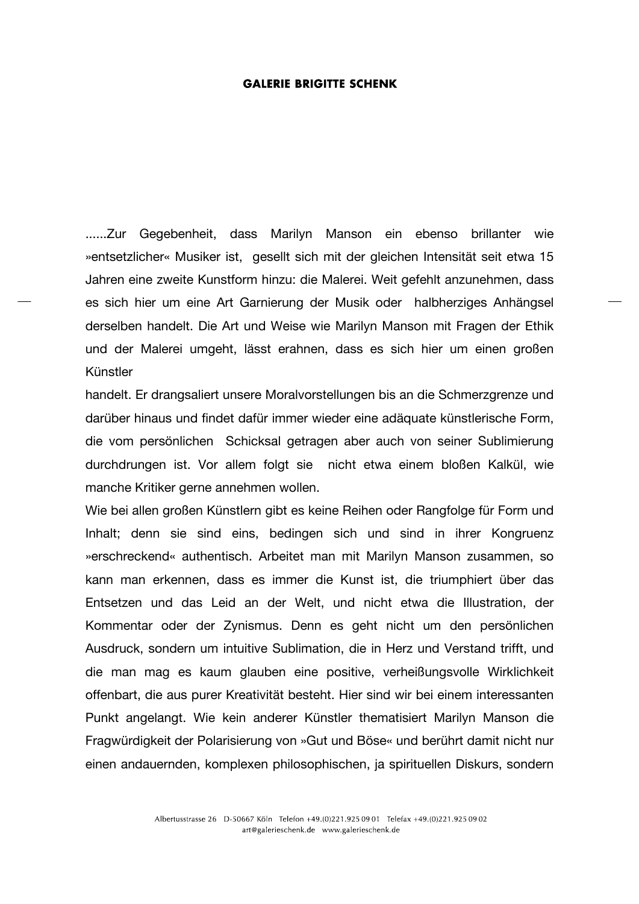......Zur Gegebenheit, dass Marilyn Manson ein ebenso brillanter wie »entsetzlicher« Musiker ist, gesellt sich mit der gleichen Intensität seit etwa 15 Jahren eine zweite Kunstform hinzu: die Malerei. Weit gefehlt anzunehmen, dass es sich hier um eine Art Garnierung der Musik oder halbherziges Anhängsel derselben handelt. Die Art und Weise wie Marilyn Manson mit Fragen der Ethik und der Malerei umgeht, lässt erahnen, dass es sich hier um einen großen Künstler

handelt. Er drangsaliert unsere Moralvorstellungen bis an die Schmerzgrenze und darüber hinaus und findet dafür immer wieder eine adäquate künstlerische Form, die vom persönlichen Schicksal getragen aber auch von seiner Sublimierung durchdrungen ist. Vor allem folgt sie nicht etwa einem bloßen Kalkül, wie manche Kritiker gerne annehmen wollen.

Wie bei allen großen Künstlern gibt es keine Reihen oder Rangfolge für Form und Inhalt; denn sie sind eins, bedingen sich und sind in ihrer Kongruenz »erschreckend« authentisch. Arbeitet man mit Marilyn Manson zusammen, so kann man erkennen, dass es immer die Kunst ist, die triumphiert über das Entsetzen und das Leid an der Welt, und nicht etwa die Illustration, der Kommentar oder der Zynismus. Denn es geht nicht um den persönlichen Ausdruck, sondern um intuitive Sublimation, die in Herz und Verstand trifft, und die man mag es kaum glauben eine positive, verheißungsvolle Wirklichkeit offenbart, die aus purer Kreativität besteht. Hier sind wir bei einem interessanten Punkt angelangt. Wie kein anderer Künstler thematisiert Marilyn Manson die Fragwürdigkeit der Polarisierung von »Gut und Böse« und berührt damit nicht nur einen andauernden, komplexen philosophischen, ja spirituellen Diskurs, sondern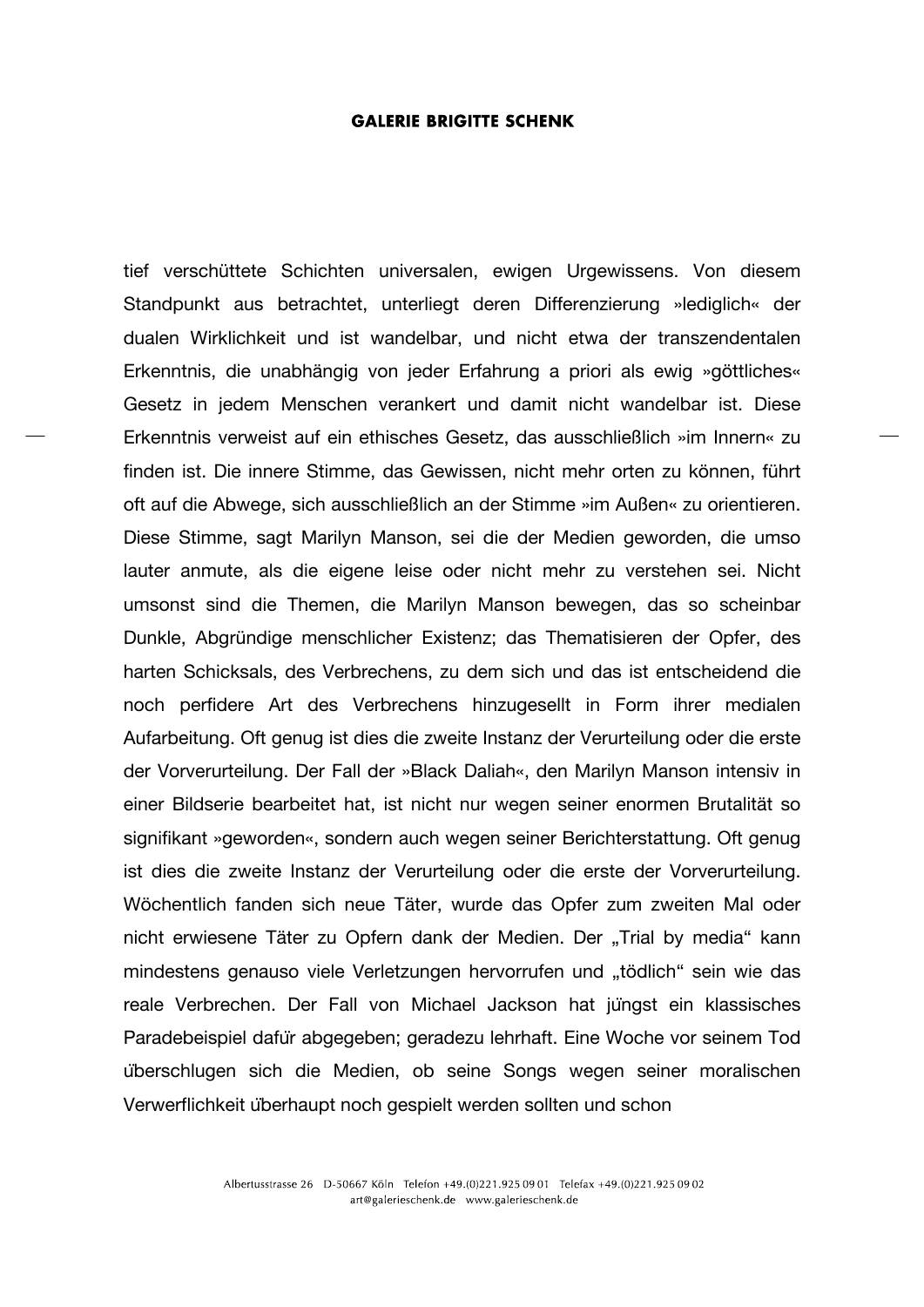tief verschüttete Schichten universalen, ewigen Urgewissens. Von diesem Standpunkt aus betrachtet, unterliegt deren Differenzierung »lediglich« der dualen Wirklichkeit und ist wandelbar, und nicht etwa der transzendentalen Erkenntnis, die unabhängig von jeder Erfahrung a priori als ewig »göttliches« Gesetz in jedem Menschen verankert und damit nicht wandelbar ist. Diese Erkenntnis verweist auf ein ethisches Gesetz, das ausschließlich »im Innern« zu finden ist. Die innere Stimme, das Gewissen, nicht mehr orten zu können, führt oft auf die Abwege, sich ausschließlich an der Stimme »im Außen« zu orientieren. Diese Stimme, sagt Marilyn Manson, sei die der Medien geworden, die umso lauter anmute, als die eigene leise oder nicht mehr zu verstehen sei. Nicht umsonst sind die Themen, die Marilyn Manson bewegen, das so scheinbar Dunkle, Abgründige menschlicher Existenz; das Thematisieren der Opfer, des harten Schicksals, des Verbrechens, zu dem sich und das ist entscheidend die noch perfidere Art des Verbrechens hinzugesellt in Form ihrer medialen Aufarbeitung. Oft genug ist dies die zweite Instanz der Verurteilung oder die erste der Vorverurteilung. Der Fall der »Black Daliah«, den Marilyn Manson intensiv in einer Bildserie bearbeitet hat, ist nicht nur wegen seiner enormen Brutalität so signifikant »geworden«, sondern auch wegen seiner Berichterstattung. Oft genug ist dies die zweite Instanz der Verurteilung oder die erste der Vorverurteilung. Wöchentlich fanden sich neue Täter, wurde das Opfer zum zweiten Mal oder nicht erwiesene Täter zu Opfern dank der Medien. Der „Trial by media" kann mindestens genauso viele Verletzungen hervorrufen und „tödlich" sein wie das reale Verbrechen. Der Fall von Michael Jackson hat jüngst ein klassisches Paradebeispiel dafür abgegeben; geradezu lehrhaft. Eine Woche vor seinem Tod überschlugen sich die Medien, ob seine Songs wegen seiner moralischen Verwerflichkeit überhaupt noch gespielt werden sollten und schon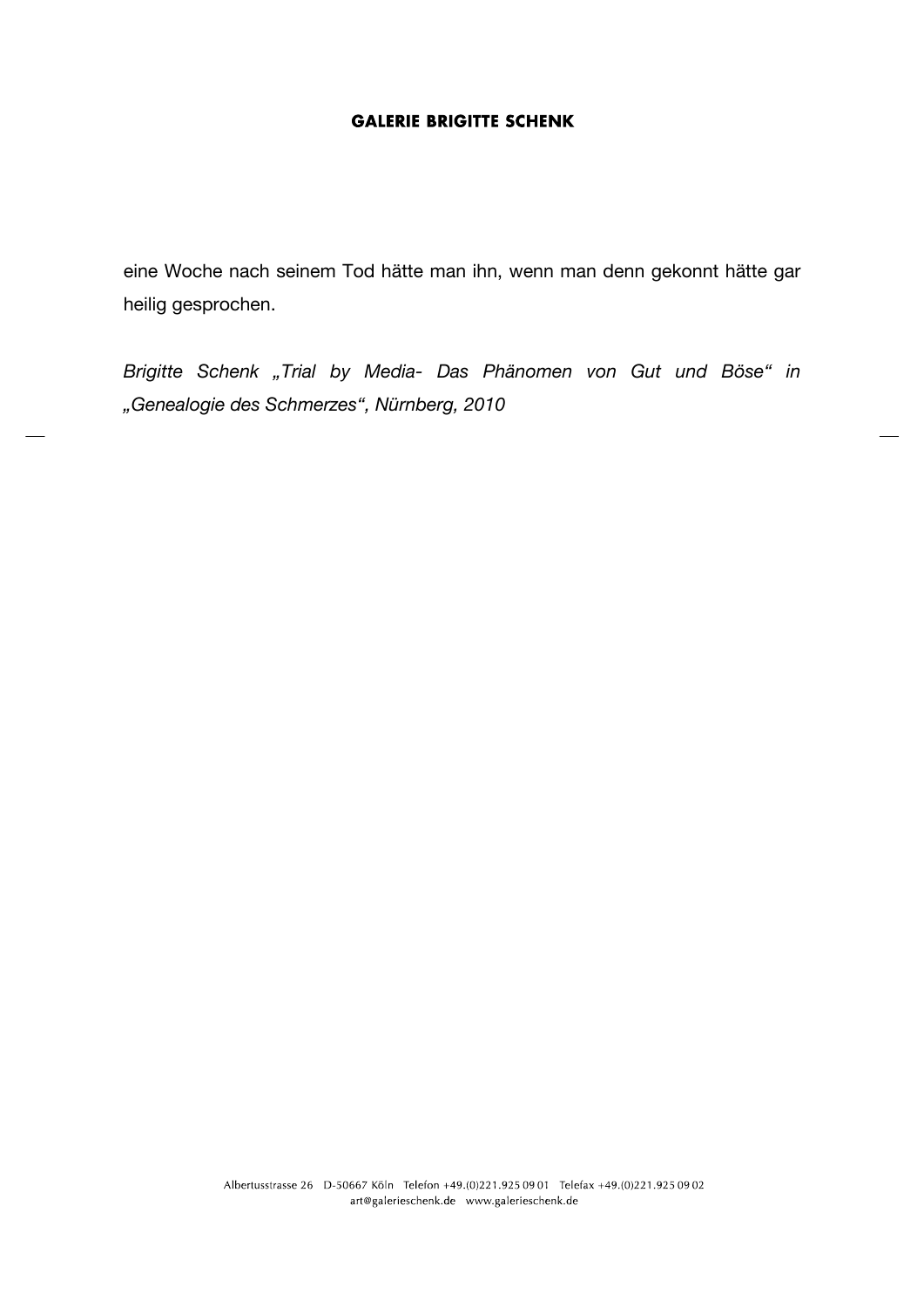eine Woche nach seinem Tod hätte man ihn, wenn man denn gekonnt hätte gar heilig gesprochen.

*Brigitte Schenk „Trial by Media- Das Phänomen von Gut und Böse“ in „Genealogie des Schmerzes“, Nürnberg, 2010*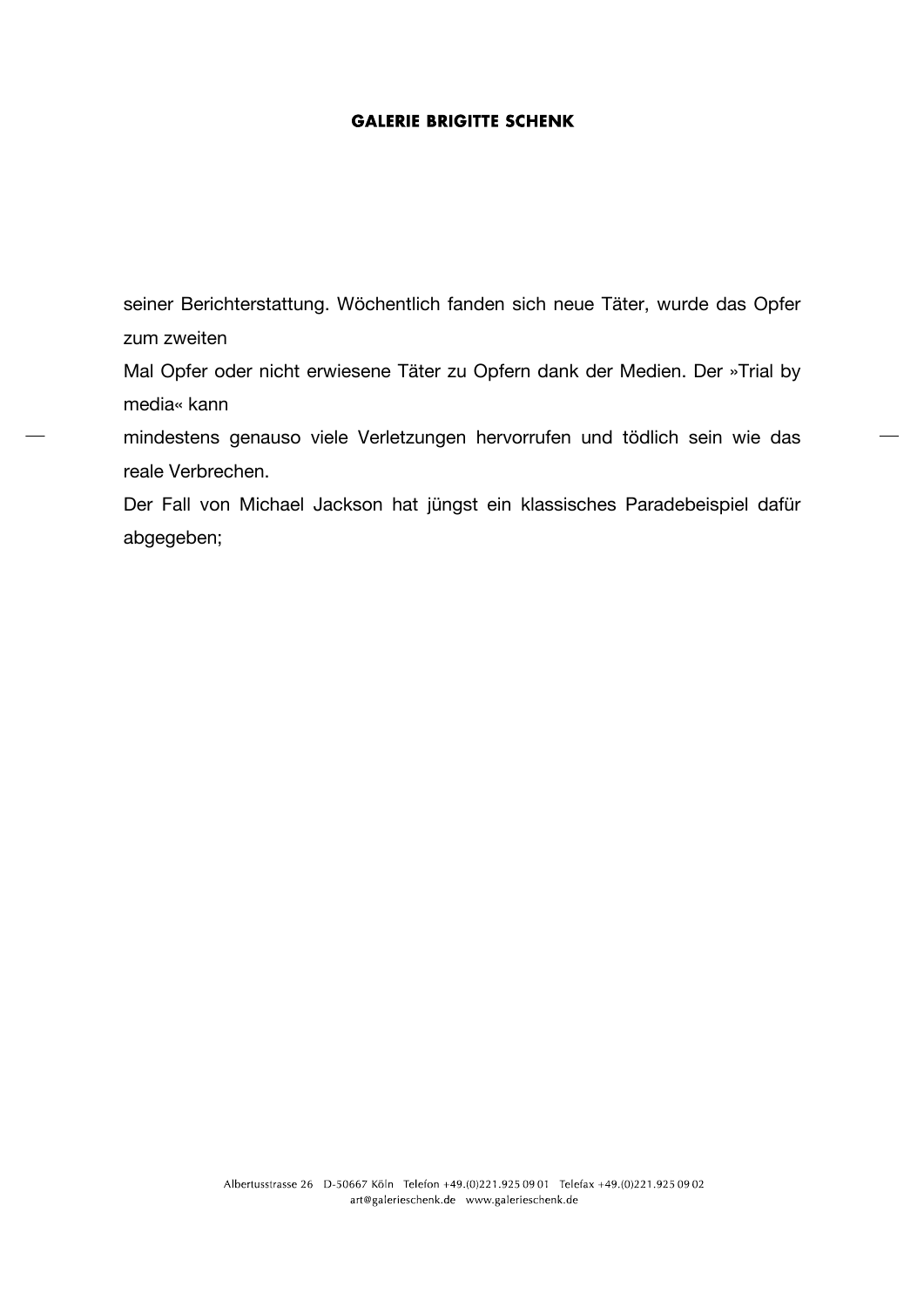seiner Berichterstattung. Wöchentlich fanden sich neue Täter, wurde das Opfer zum zweiten
Mal Opfer oder nicht erwiesene Täter zu Opfern dank der Medien. Der »Trial by media« kann
mindestens genauso viele Verletzungen hervorrufen und tödlich sein wie das reale Verbrechen.
Der Fall von Michael Jackson hat jüngst ein klassisches Paradebeispiel dafür abgegeben;